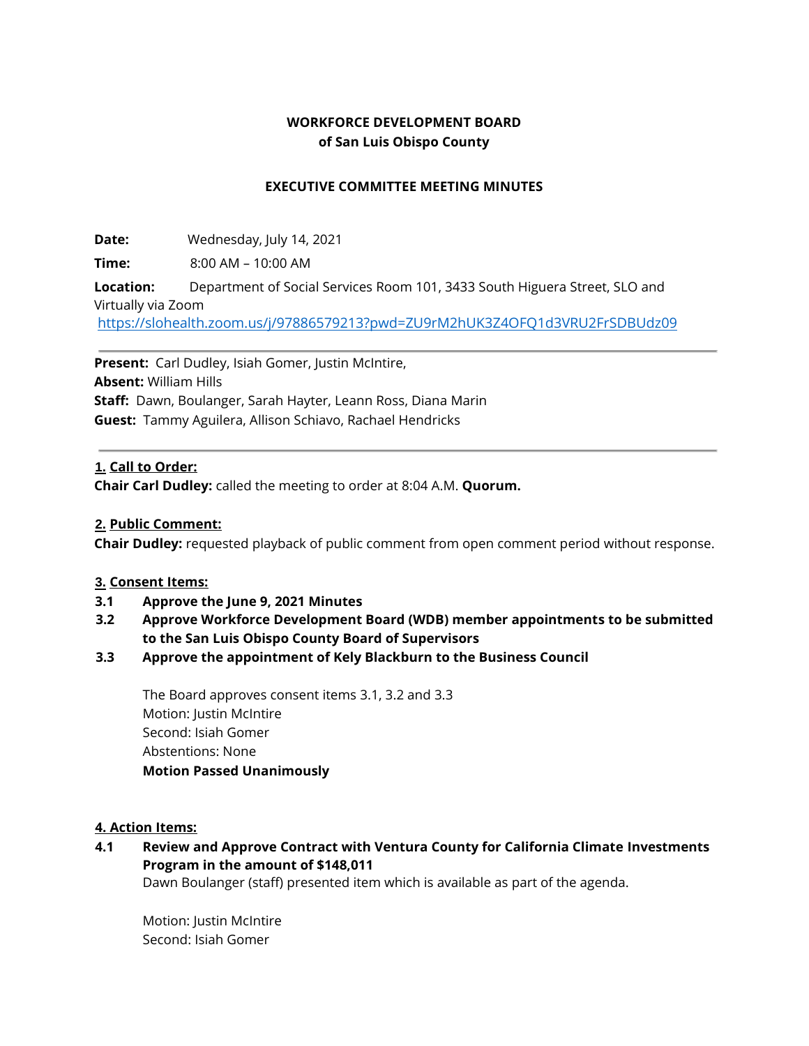**WORKFORCE DEVELOPMENT BOARD**
**of San Luis Obispo County**

**EXECUTIVE COMMITTEE MEETING MINUTES**

**Date:** Wednesday, July 14, 2021

**Time:** 8:00 AM – 10:00 AM

**Location:** Department of Social Services Room 101, 3433 South Higuera Street, SLO and Virtually via Zoom
https://slohealth.zoom.us/j/97886579213?pwd=ZU9rM2hUK3Z4OFQ1d3VRU2FrSDBUdz09

---

**Present:** Carl Dudley, Isiah Gomer, Justin McIntire,
**Absent:** William Hills
**Staff:** Dawn, Boulanger, Sarah Hayter, Leann Ross, Diana Marin
**Guest:** Tammy Aguilera, Allison Schiavo, Rachael Hendricks

---

**1. Call to Order:**

**Chair Carl Dudley:** called the meeting to order at 8:04 A.M. **Quorum.**

**2. Public Comment:**

**Chair Dudley:** requested playback of public comment from open comment period without response.

**3. Consent Items:**

**3.1 Approve the June 9, 2021 Minutes**

**3.2 Approve Workforce Development Board (WDB) member appointments to be submitted to the San Luis Obispo County Board of Supervisors**

**3.3 Approve the appointment of Kely Blackburn to the Business Council**

The Board approves consent items 3.1, 3.2 and 3.3
Motion: Justin McIntire
Second: Isiah Gomer
Abstentions: None
**Motion Passed Unanimously**

**4. Action Items:**

**4.1 Review and Approve Contract with Ventura County for California Climate Investments Program in the amount of $148,011**

Dawn Boulanger (staff) presented item which is available as part of the agenda.

Motion: Justin McIntire
Second: Isiah Gomer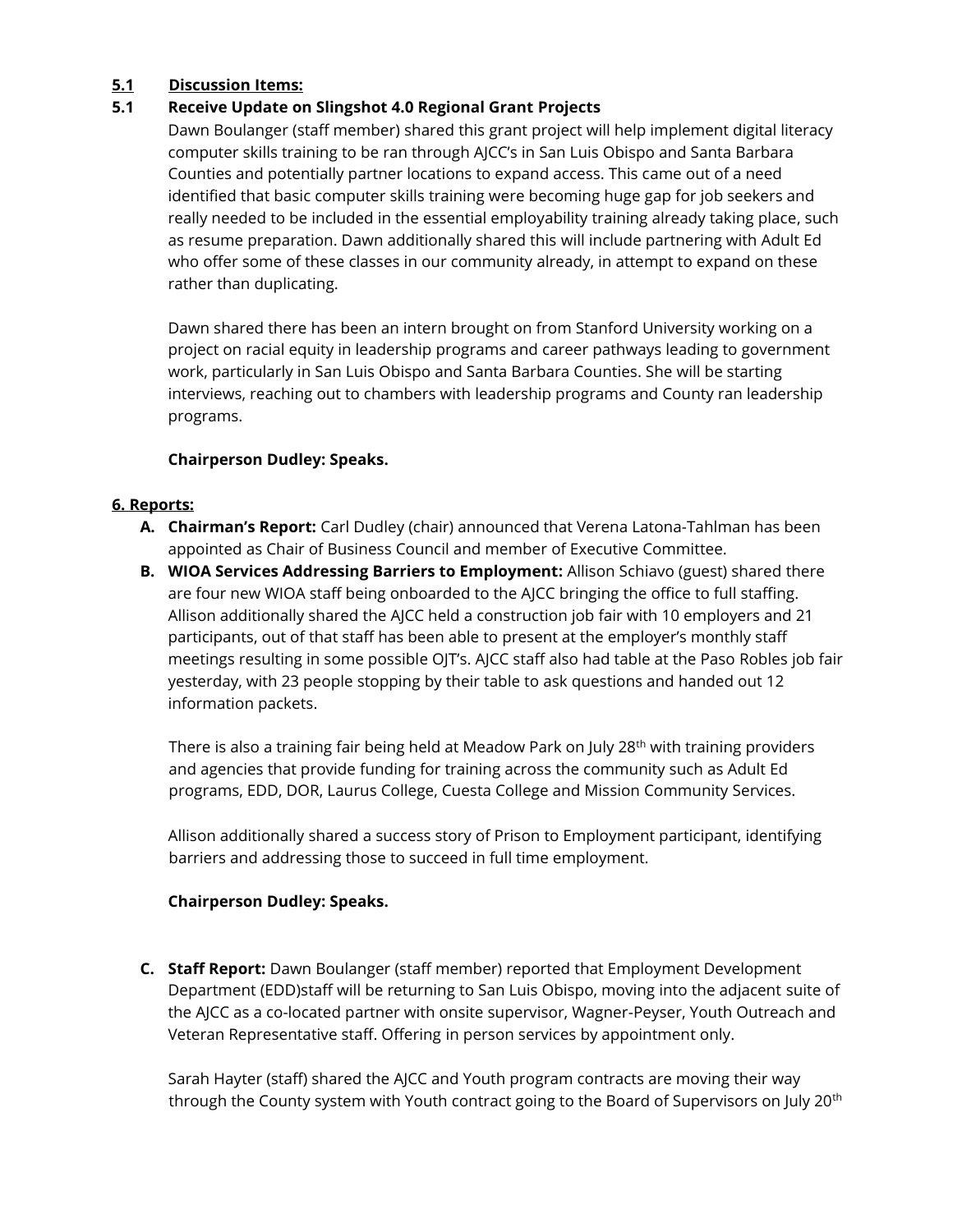**5.1 Discussion Items:**

**5.1 Receive Update on Slingshot 4.0 Regional Grant Projects**

Dawn Boulanger (staff member) shared this grant project will help implement digital literacy computer skills training to be ran through AJCC's in San Luis Obispo and Santa Barbara Counties and potentially partner locations to expand access. This came out of a need identified that basic computer skills training were becoming huge gap for job seekers and really needed to be included in the essential employability training already taking place, such as resume preparation. Dawn additionally shared this will include partnering with Adult Ed who offer some of these classes in our community already, in attempt to expand on these rather than duplicating.

Dawn shared there has been an intern brought on from Stanford University working on a project on racial equity in leadership programs and career pathways leading to government work, particularly in San Luis Obispo and Santa Barbara Counties. She will be starting interviews, reaching out to chambers with leadership programs and County ran leadership programs.

**Chairperson Dudley: Speaks.**

**6. Reports:**

**A. Chairman's Report:** Carl Dudley (chair) announced that Verena Latona-Tahlman has been appointed as Chair of Business Council and member of Executive Committee.

**B. WIOA Services Addressing Barriers to Employment:** Allison Schiavo (guest) shared there are four new WIOA staff being onboarded to the AJCC bringing the office to full staffing. Allison additionally shared the AJCC held a construction job fair with 10 employers and 21 participants, out of that staff has been able to present at the employer's monthly staff meetings resulting in some possible OJT's. AJCC staff also had table at the Paso Robles job fair yesterday, with 23 people stopping by their table to ask questions and handed out 12 information packets.

There is also a training fair being held at Meadow Park on July 28th with training providers and agencies that provide funding for training across the community such as Adult Ed programs, EDD, DOR, Laurus College, Cuesta College and Mission Community Services.

Allison additionally shared a success story of Prison to Employment participant, identifying barriers and addressing those to succeed in full time employment.

**Chairperson Dudley: Speaks.**

**C. Staff Report:** Dawn Boulanger (staff member) reported that Employment Development Department (EDD)staff will be returning to San Luis Obispo, moving into the adjacent suite of the AJCC as a co-located partner with onsite supervisor, Wagner-Peyser, Youth Outreach and Veteran Representative staff. Offering in person services by appointment only.

Sarah Hayter (staff) shared the AJCC and Youth program contracts are moving their way through the County system with Youth contract going to the Board of Supervisors on July 20th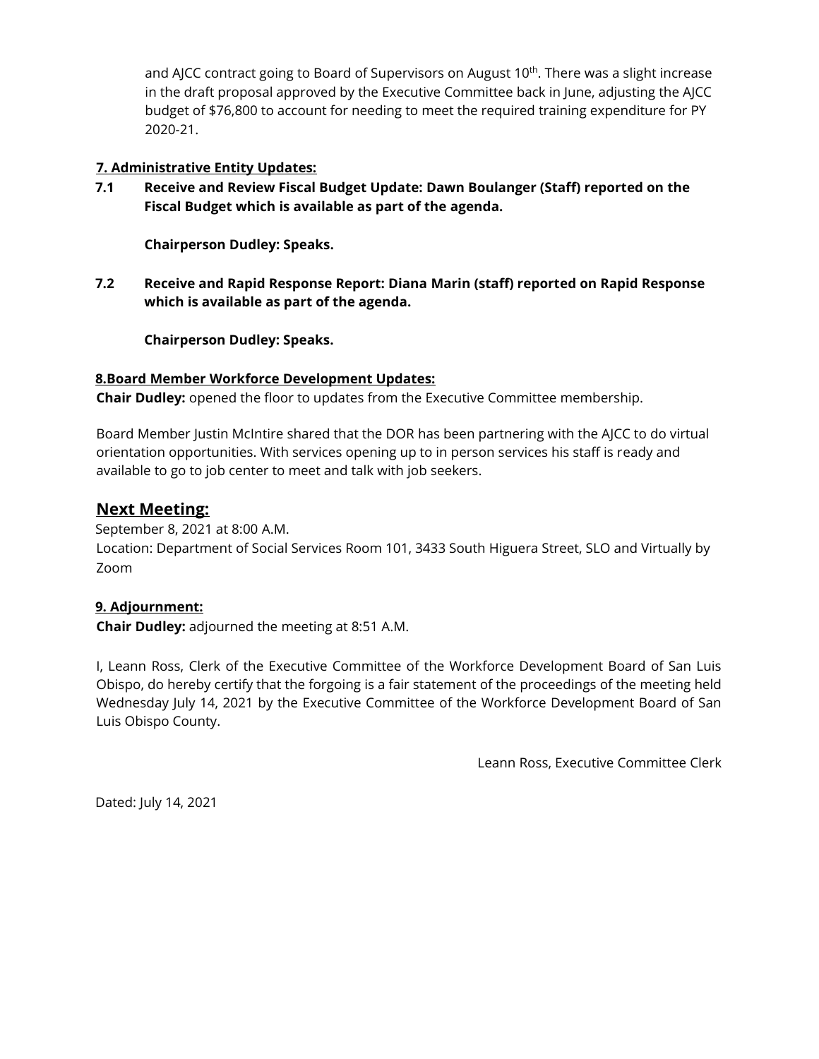and AJCC contract going to Board of Supervisors on August 10th. There was a slight increase in the draft proposal approved by the Executive Committee back in June, adjusting the AJCC budget of $76,800 to account for needing to meet the required training expenditure for PY 2020-21.

**7. Administrative Entity Updates:**

**7.1 Receive and Review Fiscal Budget Update: Dawn Boulanger (Staff) reported on the Fiscal Budget which is available as part of the agenda.**

**Chairperson Dudley: Speaks.**

**7.2 Receive and Rapid Response Report: Diana Marin (staff) reported on Rapid Response which is available as part of the agenda.**

**Chairperson Dudley: Speaks.**

**8.Board Member Workforce Development Updates:**

**Chair Dudley:** opened the floor to updates from the Executive Committee membership.

Board Member Justin McIntire shared that the DOR has been partnering with the AJCC to do virtual orientation opportunities. With services opening up to in person services his staff is ready and available to go to job center to meet and talk with job seekers.

## Next Meeting:

September 8, 2021 at 8:00 A.M.
Location: Department of Social Services Room 101, 3433 South Higuera Street, SLO and Virtually by Zoom

**9. Adjournment:**

**Chair Dudley:** adjourned the meeting at 8:51 A.M.

I, Leann Ross, Clerk of the Executive Committee of the Workforce Development Board of San Luis Obispo, do hereby certify that the forgoing is a fair statement of the proceedings of the meeting held Wednesday July 14, 2021 by the Executive Committee of the Workforce Development Board of San Luis Obispo County.

Leann Ross, Executive Committee Clerk

Dated: July 14, 2021